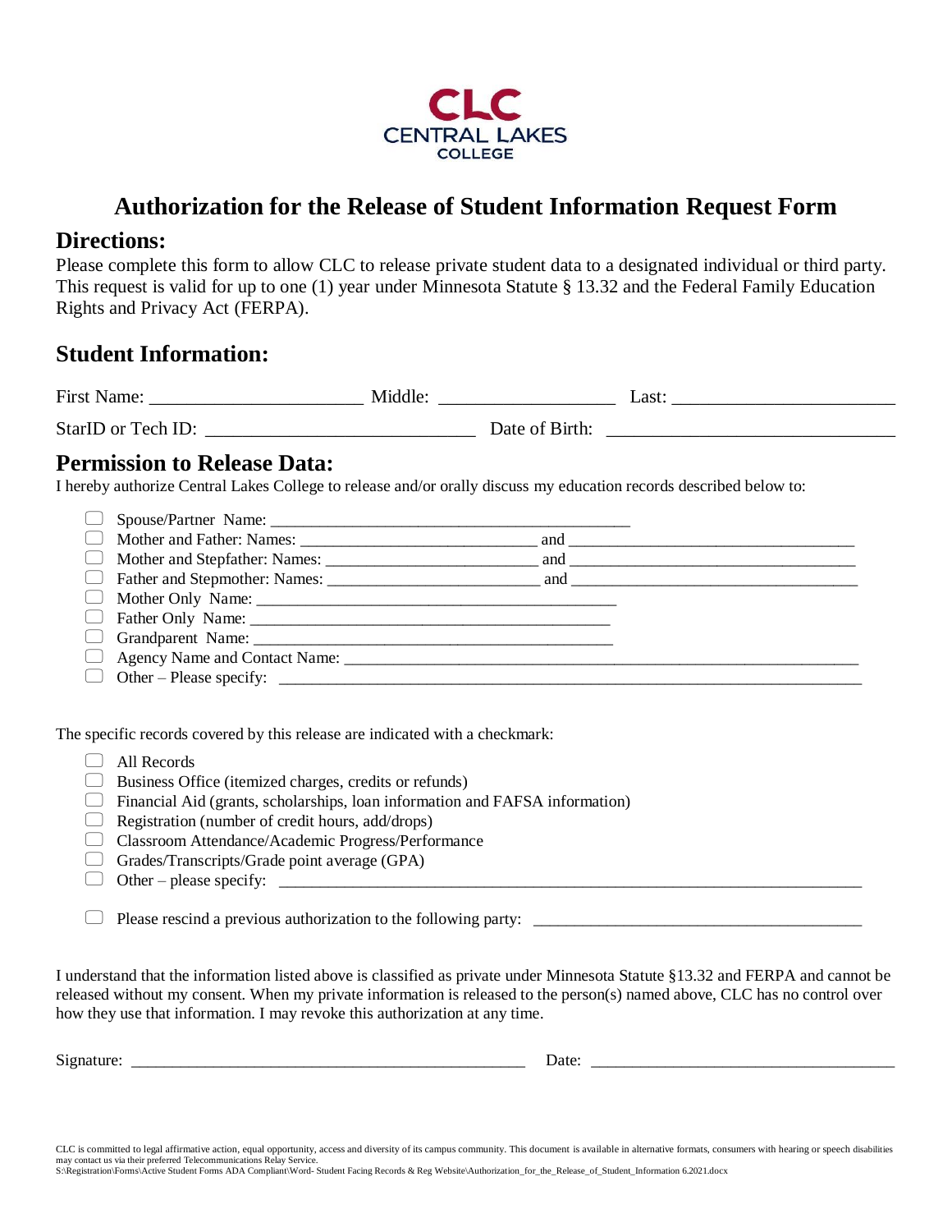CLC
CENTRAL LAKES
COLLEGE

# Authorization for the Release of Student Information Request Form

## Directions:

Please complete this form to allow CLC to release private student data to a designated individual or third party. This request is valid for up to one (1) year under Minnesota Statute § 13.32 and the Federal Family Education Rights and Privacy Act (FERPA).

## Student Information:

First Name: ______________________ Middle: __________________ Last: _______________________

StarID or Tech ID: ____________________________ Date of Birth: ______________________________

## Permission to Release Data:

I hereby authorize Central Lakes College to release and/or orally discuss my education records described below to:

- ☐ Spouse/Partner Name: ___________________________________________
- ☐ Mother and Father: Names: ____________________________ and __________________________________
- ☐ Mother and Stepfather: Names: _________________________ and __________________________________
- ☐ Father and Stepmother: Names: _________________________ and __________________________________
- ☐ Mother Only Name: ___________________________________________
- ☐ Father Only Name: ___________________________________________
- ☐ Grandparent Name: ___________________________________________
- ☐ Agency Name and Contact Name: ______________________________________________________________
- ☐ Other – Please specify: _________________________________________________________________

The specific records covered by this release are indicated with a checkmark:

- ☐ All Records
- ☐ Business Office (itemized charges, credits or refunds)
- ☐ Financial Aid (grants, scholarships, loan information and FAFSA information)
- ☐ Registration (number of credit hours, add/drops)
- ☐ Classroom Attendance/Academic Progress/Performance
- ☐ Grades/Transcripts/Grade point average (GPA)
- ☐ Other – please specify: _________________________________________________________________

- ☐ Please rescind a previous authorization to the following party: ______________________________________

I understand that the information listed above is classified as private under Minnesota Statute §13.32 and FERPA and cannot be released without my consent. When my private information is released to the person(s) named above, CLC has no control over how they use that information. I may revoke this authorization at any time.

Signature: ______________________________________________ Date: ____________________________________

CLC is committed to legal affirmative action, equal opportunity, access and diversity of its campus community. This document is available in alternative formats, consumers with hearing or speech disabilities may contact us via their preferred Telecommunications Relay Service.
S:\Registration\Forms\Active Student Forms ADA Compliant\Word- Student Facing Records & Reg Website\Authorization_for_the_Release_of_Student_Information 6.2021.docx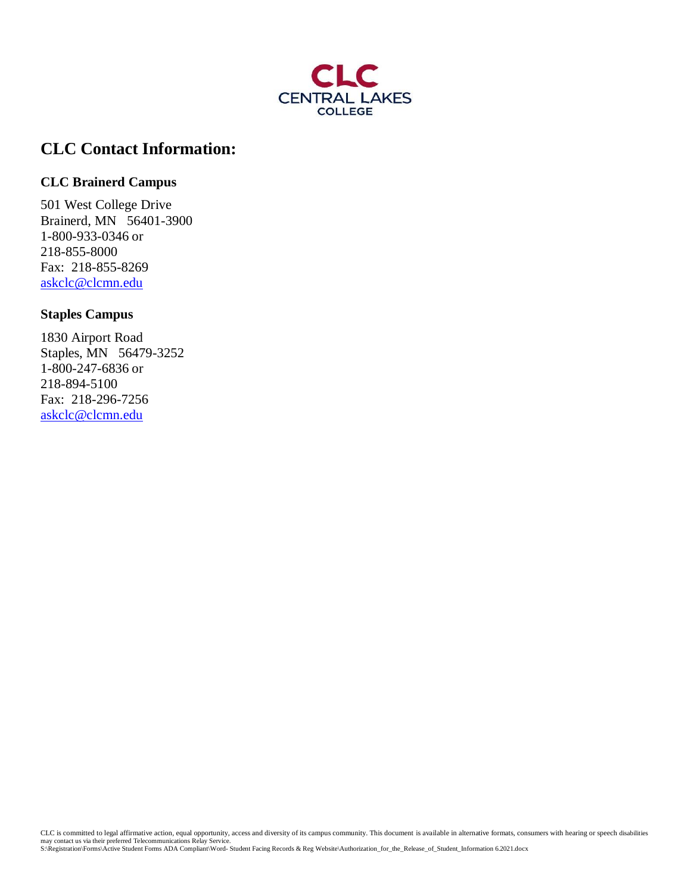# CLC Contact Information:

### CLC Brainerd Campus

501 West College Drive
Brainerd, MN 56401-3900
1-800-933-0346 or
218-855-8000
Fax: 218-855-8269
askclc@clcmn.edu

### Staples Campus

1830 Airport Road
Staples, MN 56479-3252
1-800-247-6836 or
218-894-5100
Fax: 218-296-7256
askclc@clcmn.edu

CLC is committed to legal affirmative action, equal opportunity, access and diversity of its campus community. This document is available in alternative formats, consumers with hearing or speech disabilities may contact us via their preferred Telecommunications Relay Service.
S:\Registration\Forms\Active Student Forms ADA Compliant\Word- Student Facing Records & Reg Website\Authorization_for_the_Release_of_Student_Information 6.2021.docx